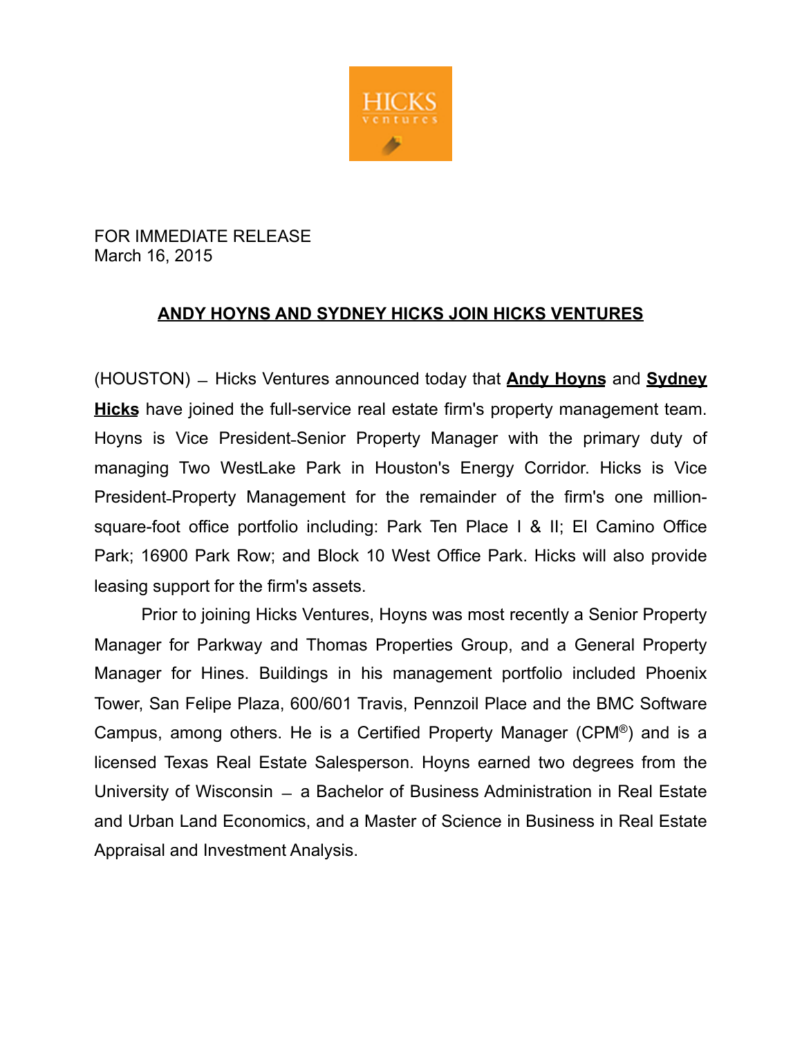FOR IMMEDIATE RELEASE
March 16, 2015

## ANDY HOYNS AND SYDNEY HICKS JOIN HICKS VENTURES

(HOUSTON) – Hicks Ventures announced today that **Andy Hoyns** and **Sydney Hicks** have joined the full-service real estate firm's property management team. Hoyns is Vice President-Senior Property Manager with the primary duty of managing Two WestLake Park in Houston's Energy Corridor. Hicks is Vice President-Property Management for the remainder of the firm's one million-square-foot office portfolio including: Park Ten Place I & II; El Camino Office Park; 16900 Park Row; and Block 10 West Office Park. Hicks will also provide leasing support for the firm's assets.

Prior to joining Hicks Ventures, Hoyns was most recently a Senior Property Manager for Parkway and Thomas Properties Group, and a General Property Manager for Hines. Buildings in his management portfolio included Phoenix Tower, San Felipe Plaza, 600/601 Travis, Pennzoil Place and the BMC Software Campus, among others. He is a Certified Property Manager (CPM®) and is a licensed Texas Real Estate Salesperson. Hoyns earned two degrees from the University of Wisconsin – a Bachelor of Business Administration in Real Estate and Urban Land Economics, and a Master of Science in Business in Real Estate Appraisal and Investment Analysis.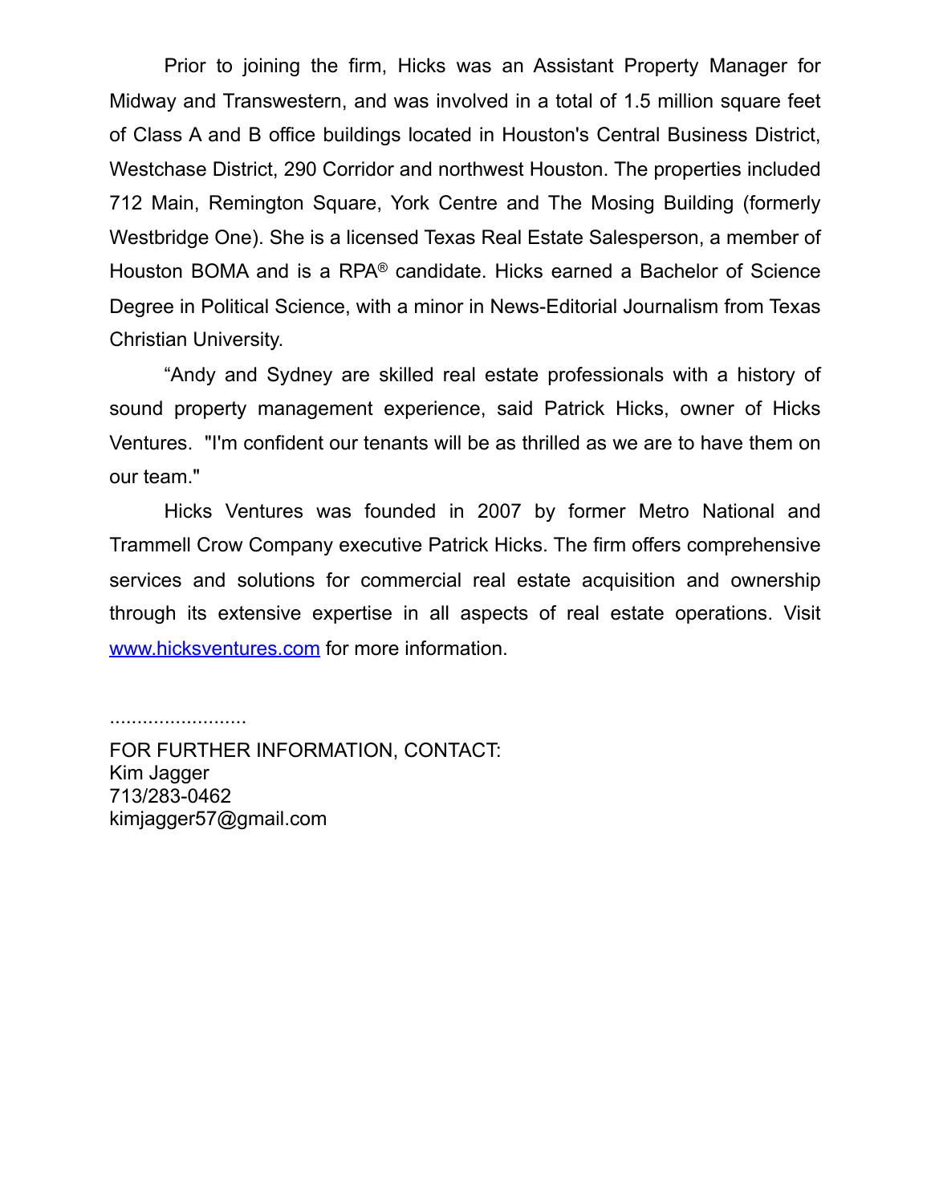Prior to joining the firm, Hicks was an Assistant Property Manager for Midway and Transwestern, and was involved in a total of 1.5 million square feet of Class A and B office buildings located in Houston's Central Business District, Westchase District, 290 Corridor and northwest Houston. The properties included 712 Main, Remington Square, York Centre and The Mosing Building (formerly Westbridge One). She is a licensed Texas Real Estate Salesperson, a member of Houston BOMA and is a RPA® candidate. Hicks earned a Bachelor of Science Degree in Political Science, with a minor in News-Editorial Journalism from Texas Christian University.

“Andy and Sydney are skilled real estate professionals with a history of sound property management experience, said Patrick Hicks, owner of Hicks Ventures. "I'm confident our tenants will be as thrilled as we are to have them on our team."

Hicks Ventures was founded in 2007 by former Metro National and Trammell Crow Company executive Patrick Hicks. The firm offers comprehensive services and solutions for commercial real estate acquisition and ownership through its extensive expertise in all aspects of real estate operations. Visit [www.hicksventures.com](http://www.hicksventures.com) for more information.

.........................

FOR FURTHER INFORMATION, CONTACT:
Kim Jagger
713/283-0462
kimjagger57@gmail.com